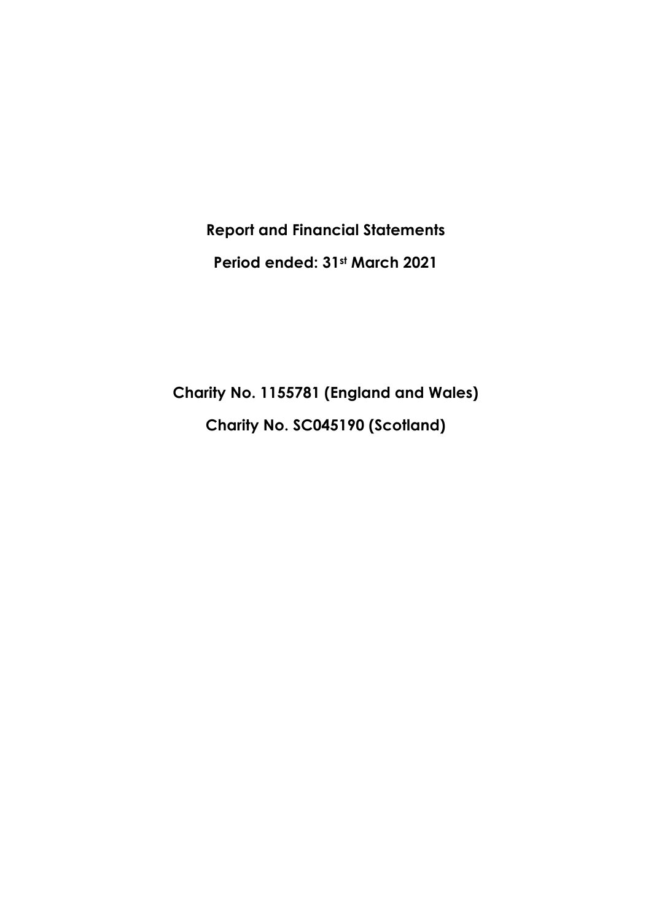**Report and Financial Statements**

**Period ended: 31st March 2021**

**Charity No. 1155781 (England and Wales)**

**Charity No. SC045190 (Scotland)**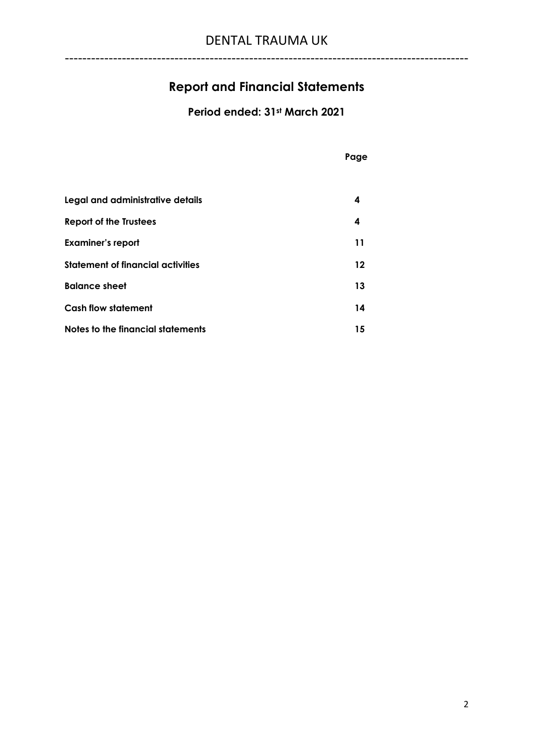# DENTAL TRAUMA UK

# Report and Financial Statements

## Period ended: 31st March 2021

| | Page |
|---|---|
| **Legal and administrative details** | **4** |
| **Report of the Trustees** | **4** |
| **Examiner's report** | **11** |
| **Statement of financial activities** | **12** |
| **Balance sheet** | **13** |
| **Cash flow statement** | **14** |
| **Notes to the financial statements** | **15** |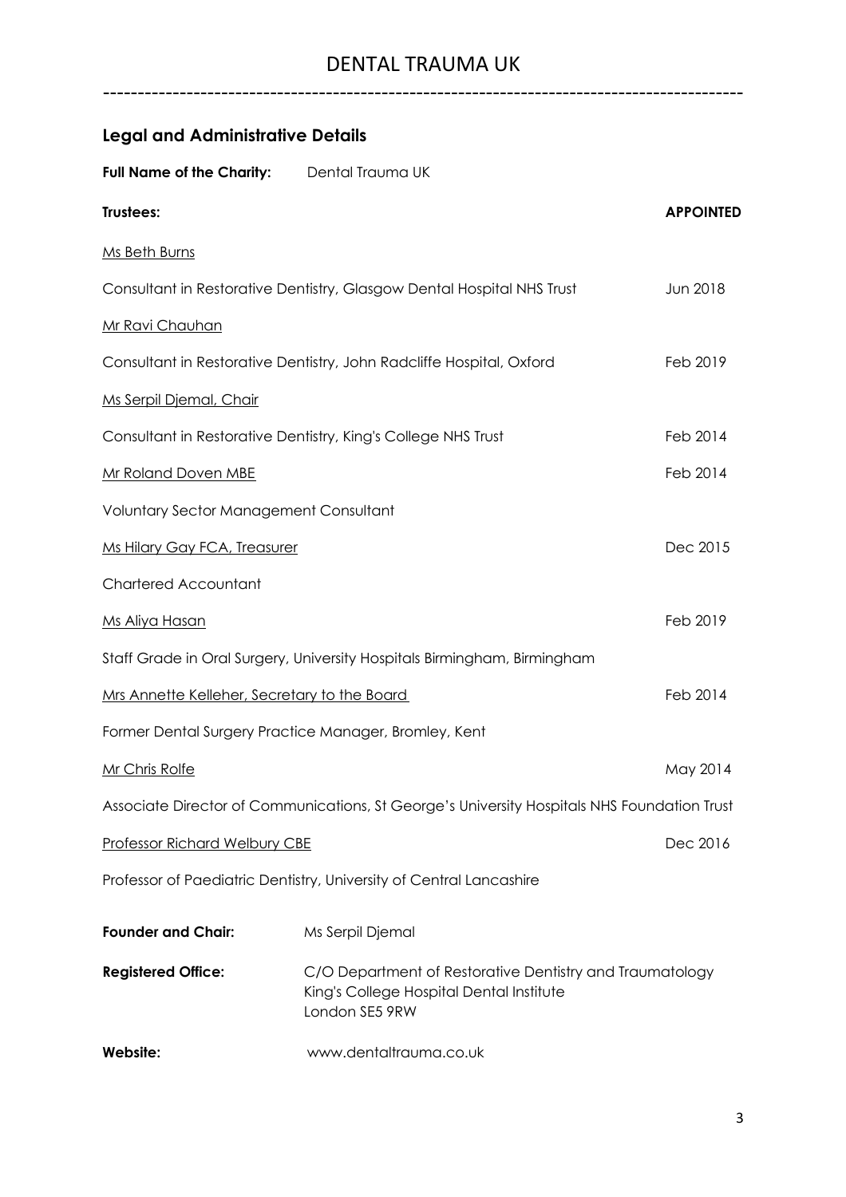## Legal and Administrative Details

**Full Name of the Charity:** Dental Trauma UK

| **Trustees:** | **APPOINTED** |
| --- | --- |
| Ms Beth Burns | |
| Consultant in Restorative Dentistry, Glasgow Dental Hospital NHS Trust | Jun 2018 |
| Mr Ravi Chauhan | |
| Consultant in Restorative Dentistry, John Radcliffe Hospital, Oxford | Feb 2019 |
| Ms Serpil Djemal, Chair | |
| Consultant in Restorative Dentistry, King's College NHS Trust | Feb 2014 |
| Mr Roland Doven MBE | Feb 2014 |
| Voluntary Sector Management Consultant | |
| Ms Hilary Gay FCA, Treasurer | Dec 2015 |
| Chartered Accountant | |
| Ms Aliya Hasan | Feb 2019 |
| Staff Grade in Oral Surgery, University Hospitals Birmingham, Birmingham | |
| Mrs Annette Kelleher, Secretary to the Board | Feb 2014 |
| Former Dental Surgery Practice Manager, Bromley, Kent | |
| Mr Chris Rolfe | May 2014 |
| Associate Director of Communications, St George's University Hospitals NHS Foundation Trust | |
| Professor Richard Welbury CBE | Dec 2016 |
| Professor of Paediatric Dentistry, University of Central Lancashire | |

**Founder and Chair:** Ms Serpil Djemal

**Registered Office:** C/O Department of Restorative Dentistry and Traumatology
King's College Hospital Dental Institute
London SE5 9RW

**Website:** www.dentaltrauma.co.uk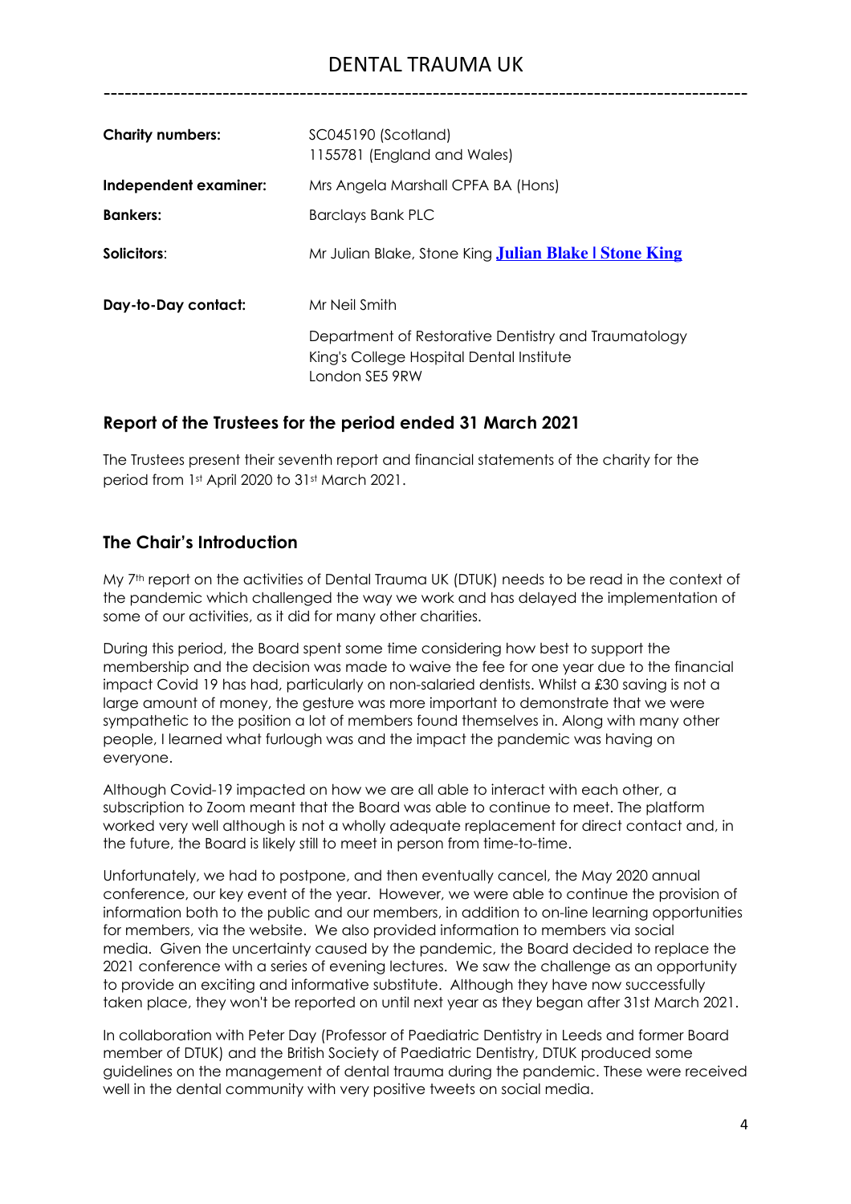| | |
|---|---|
| **Charity numbers:** | SC045190 (Scotland)<br>1155781 (England and Wales) |
| **Independent examiner:** | Mrs Angela Marshall CPFA BA (Hons) |
| **Bankers:** | Barclays Bank PLC |
| **Solicitors**: | Mr Julian Blake, Stone King **Julian Blake \| Stone King** |
| **Day-to-Day contact:** | Mr Neil Smith<br><br>Department of Restorative Dentistry and Traumatology<br>King's College Hospital Dental Institute<br>London SE5 9RW |

## Report of the Trustees for the period ended 31 March 2021

The Trustees present their seventh report and financial statements of the charity for the period from 1st April 2020 to 31st March 2021.

## The Chair's Introduction

My 7th report on the activities of Dental Trauma UK (DTUK) needs to be read in the context of the pandemic which challenged the way we work and has delayed the implementation of some of our activities, as it did for many other charities.

During this period, the Board spent some time considering how best to support the membership and the decision was made to waive the fee for one year due to the financial impact Covid 19 has had, particularly on non-salaried dentists. Whilst a £30 saving is not a large amount of money, the gesture was more important to demonstrate that we were sympathetic to the position a lot of members found themselves in. Along with many other people, I learned what furlough was and the impact the pandemic was having on everyone.

Although Covid-19 impacted on how we are all able to interact with each other, a subscription to Zoom meant that the Board was able to continue to meet. The platform worked very well although is not a wholly adequate replacement for direct contact and, in the future, the Board is likely still to meet in person from time-to-time.

Unfortunately, we had to postpone, and then eventually cancel, the May 2020 annual conference, our key event of the year. However, we were able to continue the provision of information both to the public and our members, in addition to on-line learning opportunities for members, via the website. We also provided information to members via social media. Given the uncertainty caused by the pandemic, the Board decided to replace the 2021 conference with a series of evening lectures. We saw the challenge as an opportunity to provide an exciting and informative substitute. Although they have now successfully taken place, they won't be reported on until next year as they began after 31st March 2021.

In collaboration with Peter Day (Professor of Paediatric Dentistry in Leeds and former Board member of DTUK) and the British Society of Paediatric Dentistry, DTUK produced some guidelines on the management of dental trauma during the pandemic. These were received well in the dental community with very positive tweets on social media.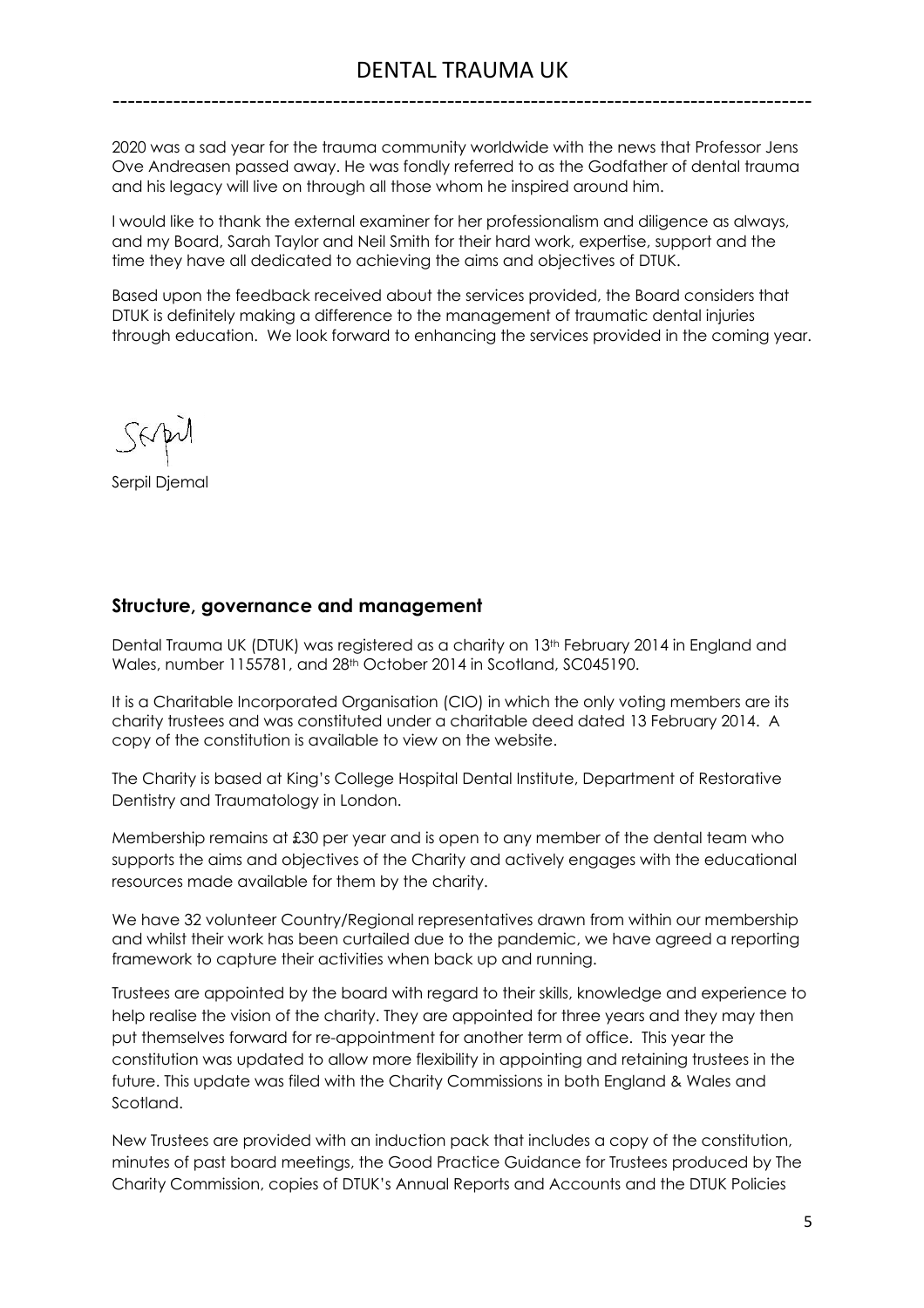2020 was a sad year for the trauma community worldwide with the news that Professor Jens Ove Andreasen passed away. He was fondly referred to as the Godfather of dental trauma and his legacy will live on through all those whom he inspired around him.

I would like to thank the external examiner for her professionalism and diligence as always, and my Board, Sarah Taylor and Neil Smith for their hard work, expertise, support and the time they have all dedicated to achieving the aims and objectives of DTUK.

Based upon the feedback received about the services provided, the Board considers that DTUK is definitely making a difference to the management of traumatic dental injuries through education. We look forward to enhancing the services provided in the coming year.

Serpil

Serpil Djemal

## Structure, governance and management

Dental Trauma UK (DTUK) was registered as a charity on 13th February 2014 in England and Wales, number 1155781, and 28th October 2014 in Scotland, SC045190.

It is a Charitable Incorporated Organisation (CIO) in which the only voting members are its charity trustees and was constituted under a charitable deed dated 13 February 2014. A copy of the constitution is available to view on the website.

The Charity is based at King's College Hospital Dental Institute, Department of Restorative Dentistry and Traumatology in London.

Membership remains at £30 per year and is open to any member of the dental team who supports the aims and objectives of the Charity and actively engages with the educational resources made available for them by the charity.

We have 32 volunteer Country/Regional representatives drawn from within our membership and whilst their work has been curtailed due to the pandemic, we have agreed a reporting framework to capture their activities when back up and running.

Trustees are appointed by the board with regard to their skills, knowledge and experience to help realise the vision of the charity. They are appointed for three years and they may then put themselves forward for re-appointment for another term of office. This year the constitution was updated to allow more flexibility in appointing and retaining trustees in the future. This update was filed with the Charity Commissions in both England & Wales and Scotland.

New Trustees are provided with an induction pack that includes a copy of the constitution, minutes of past board meetings, the Good Practice Guidance for Trustees produced by The Charity Commission, copies of DTUK's Annual Reports and Accounts and the DTUK Policies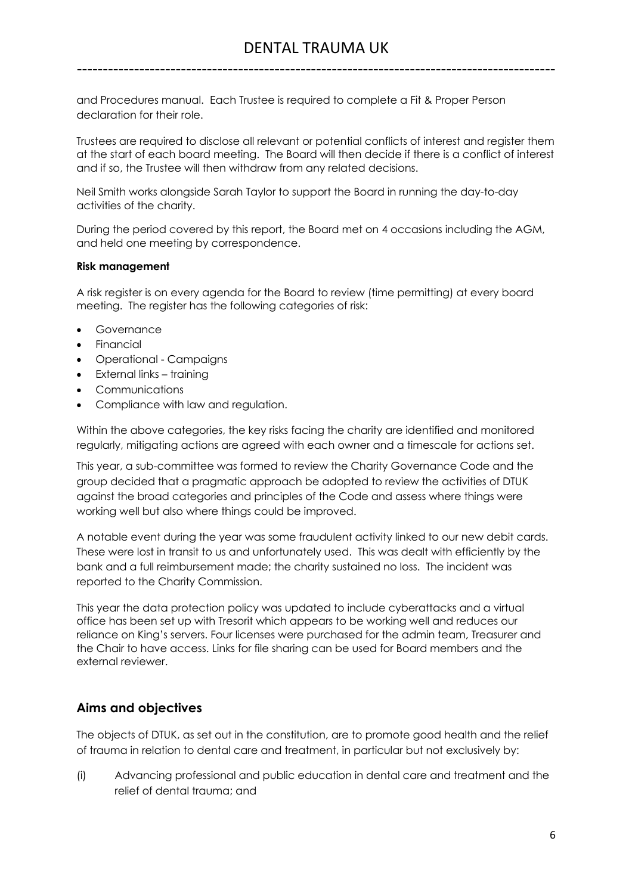and Procedures manual. Each Trustee is required to complete a Fit & Proper Person declaration for their role.

Trustees are required to disclose all relevant or potential conflicts of interest and register them at the start of each board meeting. The Board will then decide if there is a conflict of interest and if so, the Trustee will then withdraw from any related decisions.

Neil Smith works alongside Sarah Taylor to support the Board in running the day-to-day activities of the charity.

During the period covered by this report, the Board met on 4 occasions including the AGM, and held one meeting by correspondence.

**Risk management**

A risk register is on every agenda for the Board to review (time permitting) at every board meeting. The register has the following categories of risk:

- Governance
- Financial
- Operational - Campaigns
- External links – training
- Communications
- Compliance with law and regulation.

Within the above categories, the key risks facing the charity are identified and monitored regularly, mitigating actions are agreed with each owner and a timescale for actions set.

This year, a sub-committee was formed to review the Charity Governance Code and the group decided that a pragmatic approach be adopted to review the activities of DTUK against the broad categories and principles of the Code and assess where things were working well but also where things could be improved.

A notable event during the year was some fraudulent activity linked to our new debit cards. These were lost in transit to us and unfortunately used. This was dealt with efficiently by the bank and a full reimbursement made; the charity sustained no loss. The incident was reported to the Charity Commission.

This year the data protection policy was updated to include cyberattacks and a virtual office has been set up with Tresorit which appears to be working well and reduces our reliance on King's servers. Four licenses were purchased for the admin team, Treasurer and the Chair to have access. Links for file sharing can be used for Board members and the external reviewer.

## Aims and objectives

The objects of DTUK, as set out in the constitution, are to promote good health and the relief of trauma in relation to dental care and treatment, in particular but not exclusively by:

(i) Advancing professional and public education in dental care and treatment and the relief of dental trauma; and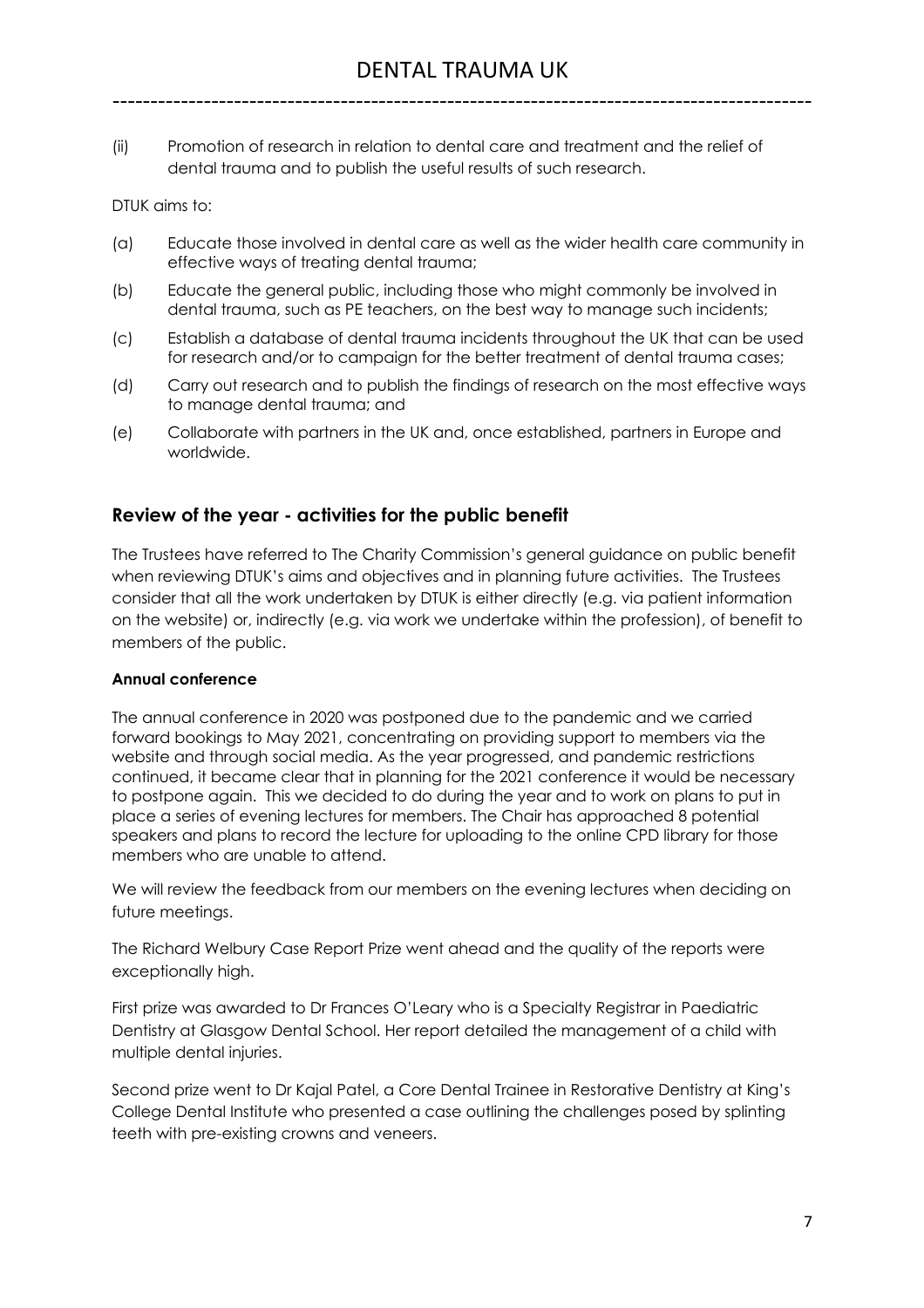(ii) Promotion of research in relation to dental care and treatment and the relief of dental trauma and to publish the useful results of such research.

DTUK aims to:

(a) Educate those involved in dental care as well as the wider health care community in effective ways of treating dental trauma;

(b) Educate the general public, including those who might commonly be involved in dental trauma, such as PE teachers, on the best way to manage such incidents;

(c) Establish a database of dental trauma incidents throughout the UK that can be used for research and/or to campaign for the better treatment of dental trauma cases;

(d) Carry out research and to publish the findings of research on the most effective ways to manage dental trauma; and

(e) Collaborate with partners in the UK and, once established, partners in Europe and worldwide.

## Review of the year - activities for the public benefit

The Trustees have referred to The Charity Commission's general guidance on public benefit when reviewing DTUK's aims and objectives and in planning future activities. The Trustees consider that all the work undertaken by DTUK is either directly (e.g. via patient information on the website) or, indirectly (e.g. via work we undertake within the profession), of benefit to members of the public.

### Annual conference

The annual conference in 2020 was postponed due to the pandemic and we carried forward bookings to May 2021, concentrating on providing support to members via the website and through social media. As the year progressed, and pandemic restrictions continued, it became clear that in planning for the 2021 conference it would be necessary to postpone again. This we decided to do during the year and to work on plans to put in place a series of evening lectures for members. The Chair has approached 8 potential speakers and plans to record the lecture for uploading to the online CPD library for those members who are unable to attend.

We will review the feedback from our members on the evening lectures when deciding on future meetings.

The Richard Welbury Case Report Prize went ahead and the quality of the reports were exceptionally high.

First prize was awarded to Dr Frances O'Leary who is a Specialty Registrar in Paediatric Dentistry at Glasgow Dental School. Her report detailed the management of a child with multiple dental injuries.

Second prize went to Dr Kajal Patel, a Core Dental Trainee in Restorative Dentistry at King's College Dental Institute who presented a case outlining the challenges posed by splinting teeth with pre-existing crowns and veneers.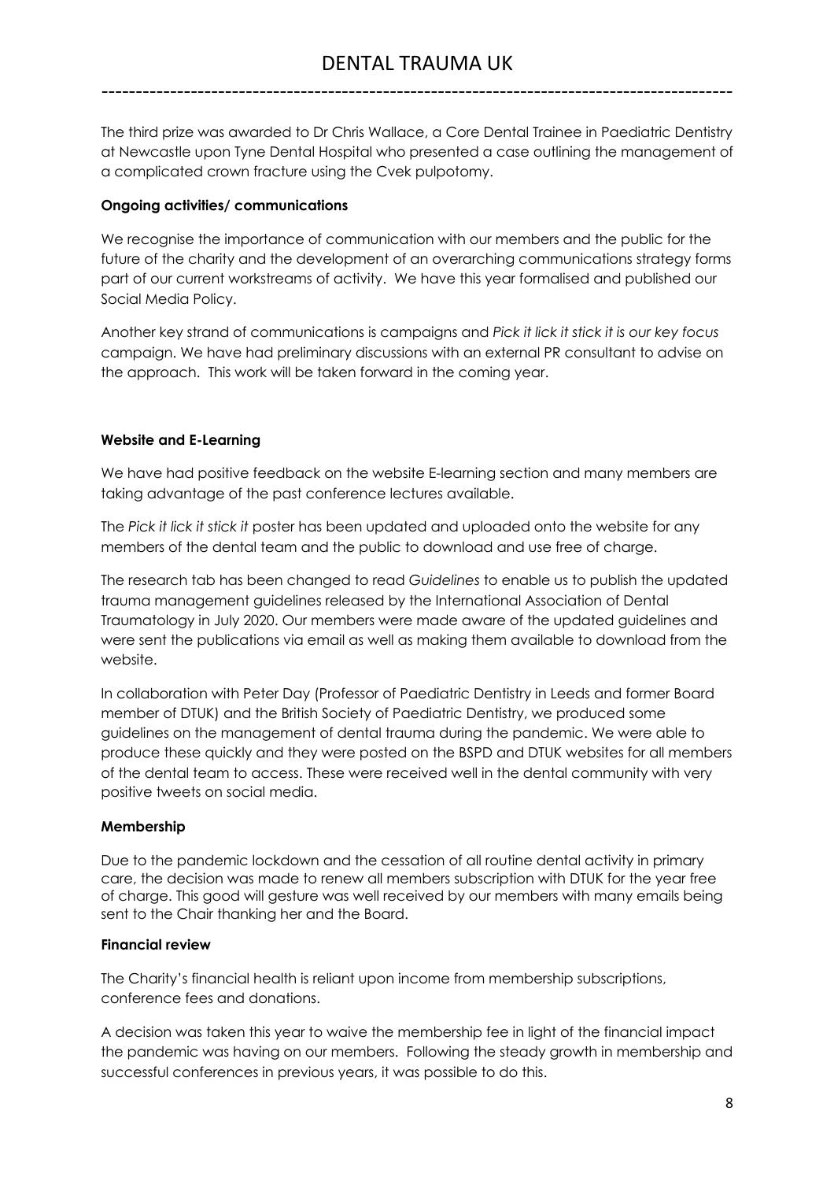The third prize was awarded to Dr Chris Wallace, a Core Dental Trainee in Paediatric Dentistry at Newcastle upon Tyne Dental Hospital who presented a case outlining the management of a complicated crown fracture using the Cvek pulpotomy.

**Ongoing activities/ communications**

We recognise the importance of communication with our members and the public for the future of the charity and the development of an overarching communications strategy forms part of our current workstreams of activity. We have this year formalised and published our Social Media Policy.

Another key strand of communications is campaigns and *Pick it lick it stick it is our key focus* campaign. We have had preliminary discussions with an external PR consultant to advise on the approach. This work will be taken forward in the coming year.

**Website and E-Learning**

We have had positive feedback on the website E-learning section and many members are taking advantage of the past conference lectures available.

The *Pick it lick it stick it* poster has been updated and uploaded onto the website for any members of the dental team and the public to download and use free of charge.

The research tab has been changed to read *Guidelines* to enable us to publish the updated trauma management guidelines released by the International Association of Dental Traumatology in July 2020. Our members were made aware of the updated guidelines and were sent the publications via email as well as making them available to download from the website.

In collaboration with Peter Day (Professor of Paediatric Dentistry in Leeds and former Board member of DTUK) and the British Society of Paediatric Dentistry, we produced some guidelines on the management of dental trauma during the pandemic. We were able to produce these quickly and they were posted on the BSPD and DTUK websites for all members of the dental team to access. These were received well in the dental community with very positive tweets on social media.

**Membership**

Due to the pandemic lockdown and the cessation of all routine dental activity in primary care, the decision was made to renew all members subscription with DTUK for the year free of charge. This good will gesture was well received by our members with many emails being sent to the Chair thanking her and the Board.

**Financial review**

The Charity's financial health is reliant upon income from membership subscriptions, conference fees and donations.

A decision was taken this year to waive the membership fee in light of the financial impact the pandemic was having on our members. Following the steady growth in membership and successful conferences in previous years, it was possible to do this.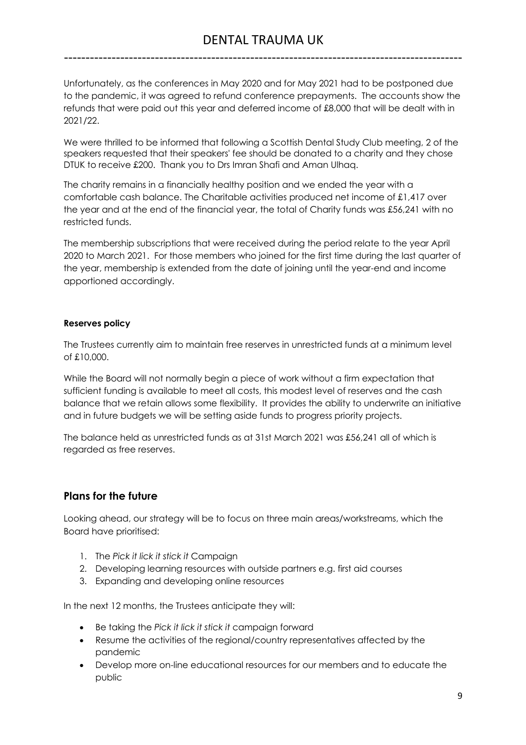Unfortunately, as the conferences in May 2020 and for May 2021 had to be postponed due to the pandemic, it was agreed to refund conference prepayments. The accounts show the refunds that were paid out this year and deferred income of £8,000 that will be dealt with in 2021/22.

We were thrilled to be informed that following a Scottish Dental Study Club meeting, 2 of the speakers requested that their speakers' fee should be donated to a charity and they chose DTUK to receive £200. Thank you to Drs Imran Shafi and Aman Ulhaq.

The charity remains in a financially healthy position and we ended the year with a comfortable cash balance. The Charitable activities produced net income of £1,417 over the year and at the end of the financial year, the total of Charity funds was £56,241 with no restricted funds.

The membership subscriptions that were received during the period relate to the year April 2020 to March 2021. For those members who joined for the first time during the last quarter of the year, membership is extended from the date of joining until the year-end and income apportioned accordingly.

**Reserves policy**

The Trustees currently aim to maintain free reserves in unrestricted funds at a minimum level of £10,000.

While the Board will not normally begin a piece of work without a firm expectation that sufficient funding is available to meet all costs, this modest level of reserves and the cash balance that we retain allows some flexibility. It provides the ability to underwrite an initiative and in future budgets we will be setting aside funds to progress priority projects.

The balance held as unrestricted funds as at 31st March 2021 was £56,241 all of which is regarded as free reserves.

## Plans for the future

Looking ahead, our strategy will be to focus on three main areas/workstreams, which the Board have prioritised:

1. The *Pick it lick it stick it* Campaign
2. Developing learning resources with outside partners e.g. first aid courses
3. Expanding and developing online resources

In the next 12 months, the Trustees anticipate they will:

- Be taking the *Pick it lick it stick it* campaign forward
- Resume the activities of the regional/country representatives affected by the pandemic
- Develop more on-line educational resources for our members and to educate the public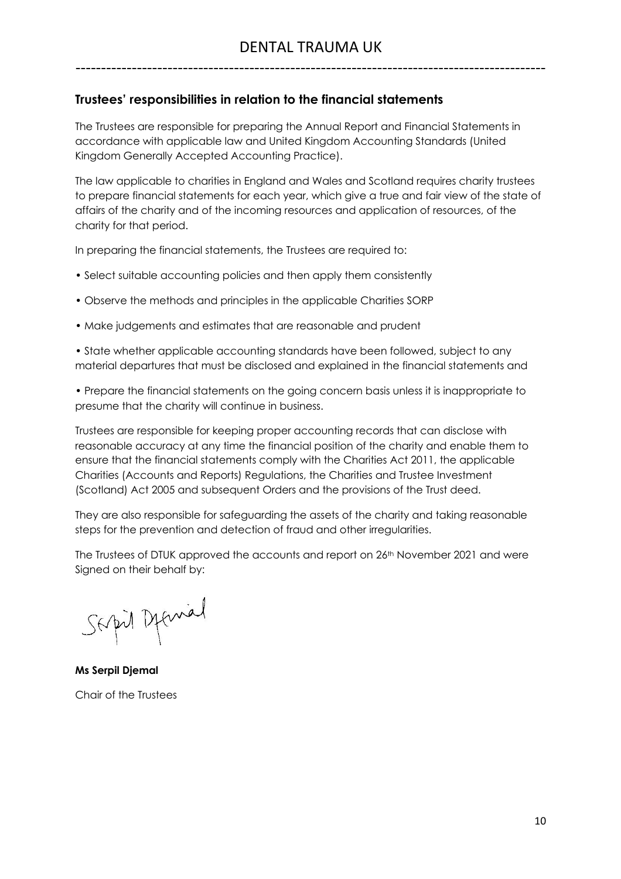## Trustees' responsibilities in relation to the financial statements

The Trustees are responsible for preparing the Annual Report and Financial Statements in accordance with applicable law and United Kingdom Accounting Standards (United Kingdom Generally Accepted Accounting Practice).

The law applicable to charities in England and Wales and Scotland requires charity trustees to prepare financial statements for each year, which give a true and fair view of the state of affairs of the charity and of the incoming resources and application of resources, of the charity for that period.

In preparing the financial statements, the Trustees are required to:

- Select suitable accounting policies and then apply them consistently
- Observe the methods and principles in the applicable Charities SORP
- Make judgements and estimates that are reasonable and prudent
- State whether applicable accounting standards have been followed, subject to any material departures that must be disclosed and explained in the financial statements and
- Prepare the financial statements on the going concern basis unless it is inappropriate to presume that the charity will continue in business.

Trustees are responsible for keeping proper accounting records that can disclose with reasonable accuracy at any time the financial position of the charity and enable them to ensure that the financial statements comply with the Charities Act 2011, the applicable Charities (Accounts and Reports) Regulations, the Charities and Trustee Investment (Scotland) Act 2005 and subsequent Orders and the provisions of the Trust deed.

They are also responsible for safeguarding the assets of the charity and taking reasonable steps for the prevention and detection of fraud and other irregularities.

The Trustees of DTUK approved the accounts and report on 26th November 2021 and were Signed on their behalf by:

Serpil Djemal

**Ms Serpil Djemal**

Chair of the Trustees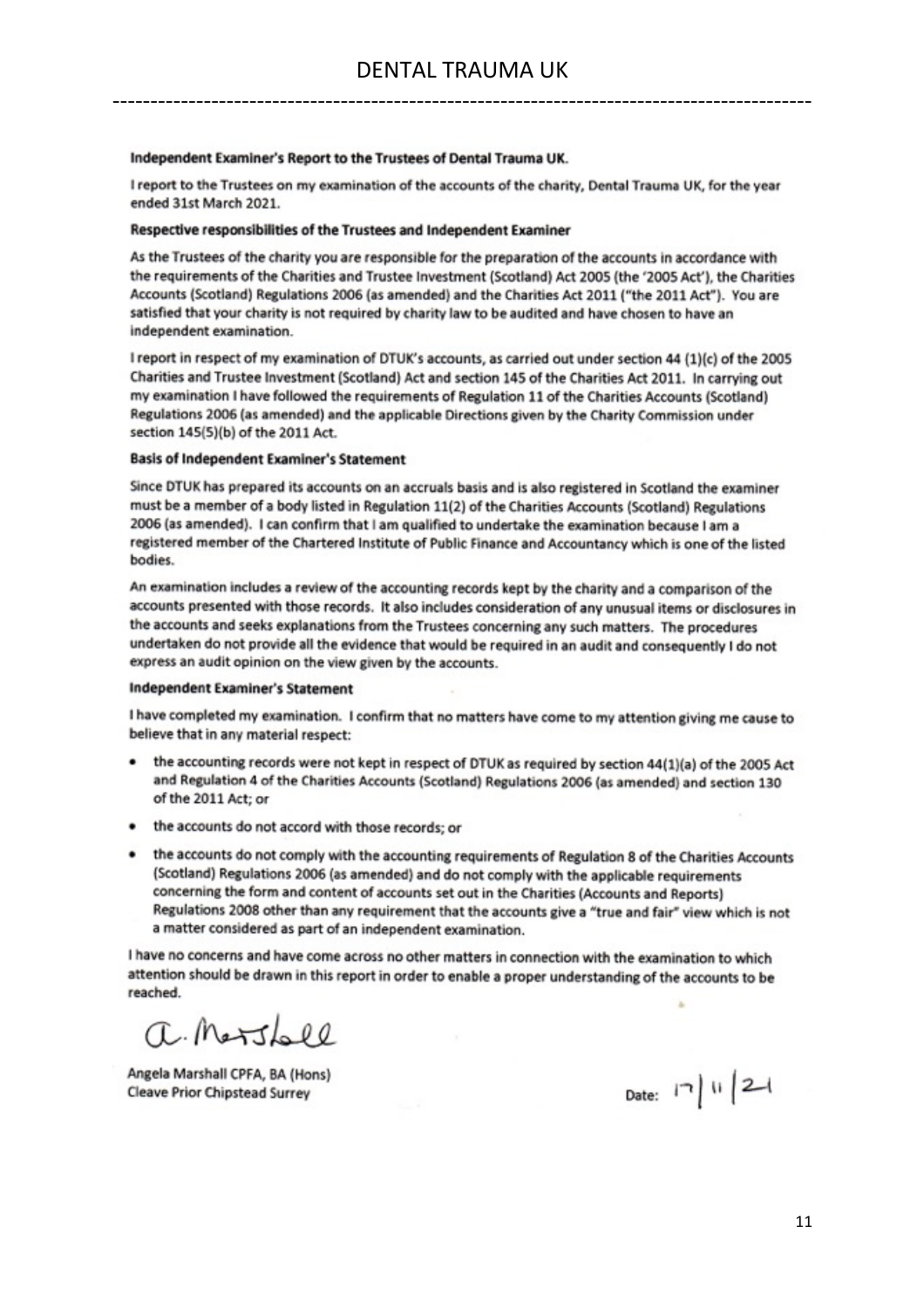## Independent Examiner's Report to the Trustees of Dental Trauma UK.

I report to the Trustees on my examination of the accounts of the charity, Dental Trauma UK, for the year ended 31st March 2021.

### Respective responsibilities of the Trustees and Independent Examiner

As the Trustees of the charity you are responsible for the preparation of the accounts in accordance with the requirements of the Charities and Trustee Investment (Scotland) Act 2005 (the '2005 Act'), the Charities Accounts (Scotland) Regulations 2006 (as amended) and the Charities Act 2011 ("the 2011 Act"). You are satisfied that your charity is not required by charity law to be audited and have chosen to have an independent examination.

I report in respect of my examination of DTUK's accounts, as carried out under section 44 (1)(c) of the 2005 Charities and Trustee Investment (Scotland) Act and section 145 of the Charities Act 2011. In carrying out my examination I have followed the requirements of Regulation 11 of the Charities Accounts (Scotland) Regulations 2006 (as amended) and the applicable Directions given by the Charity Commission under section 145(5)(b) of the 2011 Act.

### Basis of Independent Examiner's Statement

Since DTUK has prepared its accounts on an accruals basis and is also registered in Scotland the examiner must be a member of a body listed in Regulation 11(2) of the Charities Accounts (Scotland) Regulations 2006 (as amended). I can confirm that I am qualified to undertake the examination because I am a registered member of the Chartered Institute of Public Finance and Accountancy which is one of the listed bodies.

An examination includes a review of the accounting records kept by the charity and a comparison of the accounts presented with those records. It also includes consideration of any unusual items or disclosures in the accounts and seeks explanations from the Trustees concerning any such matters. The procedures undertaken do not provide all the evidence that would be required in an audit and consequently I do not express an audit opinion on the view given by the accounts.

### Independent Examiner's Statement

I have completed my examination. I confirm that no matters have come to my attention giving me cause to believe that in any material respect:

- the accounting records were not kept in respect of DTUK as required by section 44(1)(a) of the 2005 Act and Regulation 4 of the Charities Accounts (Scotland) Regulations 2006 (as amended) and section 130 of the 2011 Act; or
- the accounts do not accord with those records; or
- the accounts do not comply with the accounting requirements of Regulation 8 of the Charities Accounts (Scotland) Regulations 2006 (as amended) and do not comply with the applicable requirements concerning the form and content of accounts set out in the Charities (Accounts and Reports) Regulations 2008 other than any requirement that the accounts give a "true and fair" view which is not a matter considered as part of an independent examination.

I have no concerns and have come across no other matters in connection with the examination to which attention should be drawn in this report in order to enable a proper understanding of the accounts to be reached.

A. Marshall

Angela Marshall CPFA, BA (Hons)
Cleave Prior Chipstead Surrey

Date: 17/11/21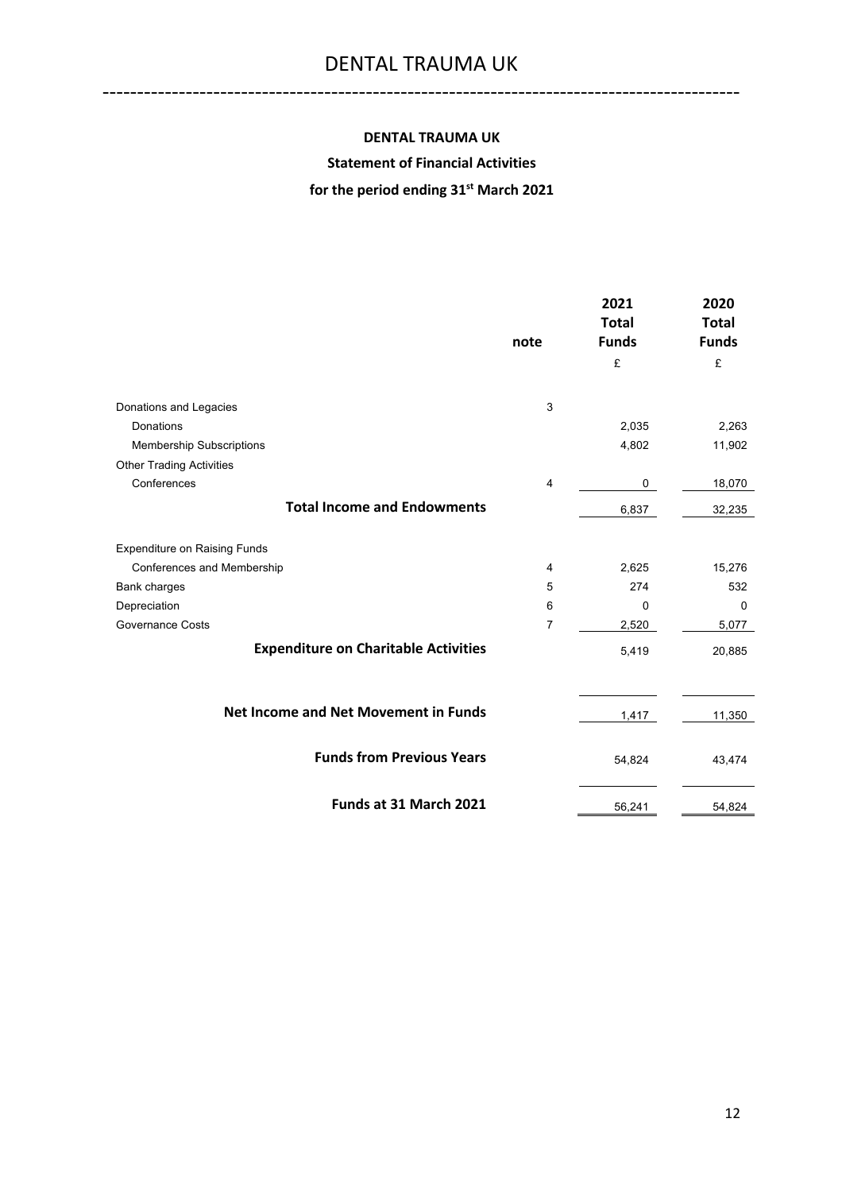**DENTAL TRAUMA UK**

**Statement of Financial Activities**

**for the period ending 31st March 2021**

| | note | 2021 Total Funds | 2020 Total Funds |
|---|---|---|---|
| | | £ | £ |
| Donations and Legacies | 3 | | |
| Donations | | 2,035 | 2,263 |
| Membership Subscriptions | | 4,802 | 11,902 |
| Other Trading Activities | | | |
| Conferences | 4 | 0 | 18,070 |
| **Total Income and Endowments** | | 6,837 | 32,235 |
| Expenditure on Raising Funds | | | |
| Conferences and Membership | 4 | 2,625 | 15,276 |
| Bank charges | 5 | 274 | 532 |
| Depreciation | 6 | 0 | 0 |
| Governance Costs | 7 | 2,520 | 5,077 |
| **Expenditure on Charitable Activities** | | 5,419 | 20,885 |
| **Net Income and Net Movement in Funds** | | 1,417 | 11,350 |
| **Funds from Previous Years** | | 54,824 | 43,474 |
| **Funds at 31 March 2021** | | 56,241 | 54,824 |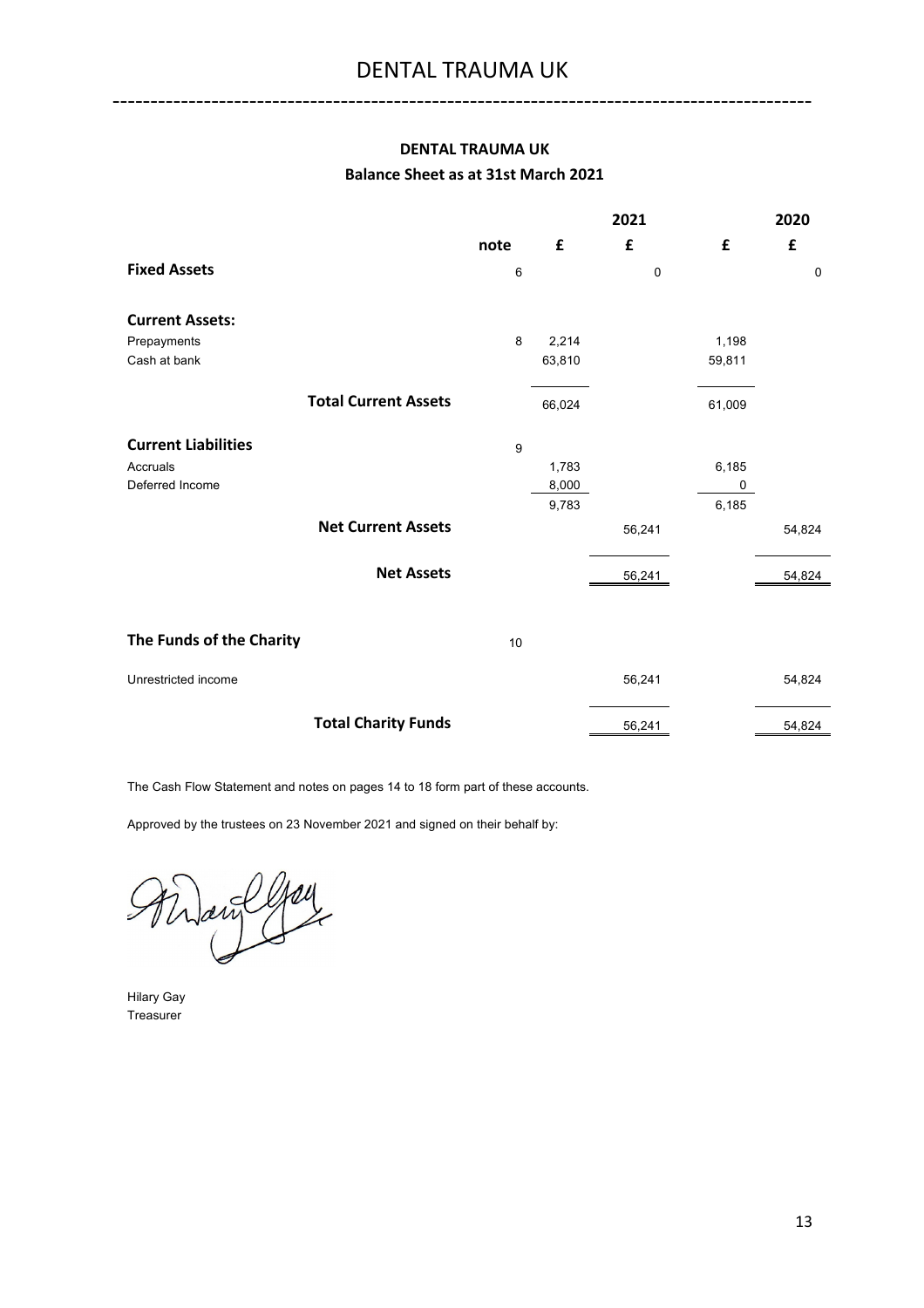# DENTAL TRAUMA UK

## DENTAL TRAUMA UK
### Balance Sheet as at 31st March 2021

| | note | 2021 £ | 2021 £ | 2020 £ | 2020 £ |
|---|---|---|---|---|---|
| **Fixed Assets** | 6 | | 0 | | 0 |
| **Current Assets:** | | | | | |
| Prepayments | 8 | 2,214 | | 1,198 | |
| Cash at bank | | 63,810 | | 59,811 | |
| **Total Current Assets** | | 66,024 | | 61,009 | |
| **Current Liabilities** | 9 | | | | |
| Accruals | | 1,783 | | 6,185 | |
| Deferred Income | | 8,000 | | 0 | |
| | | 9,783 | | 6,185 | |
| **Net Current Assets** | | | 56,241 | | 54,824 |
| **Net Assets** | | | 56,241 | | 54,824 |
| **The Funds of the Charity** | 10 | | | | |
| Unrestricted income | | | 56,241 | | 54,824 |
| **Total Charity Funds** | | | 56,241 | | 54,824 |

The Cash Flow Statement and notes on pages 14 to 18 form part of these accounts.

Approved by the trustees on 23 November 2021 and signed on their behalf by:

Hilary Gay
Treasurer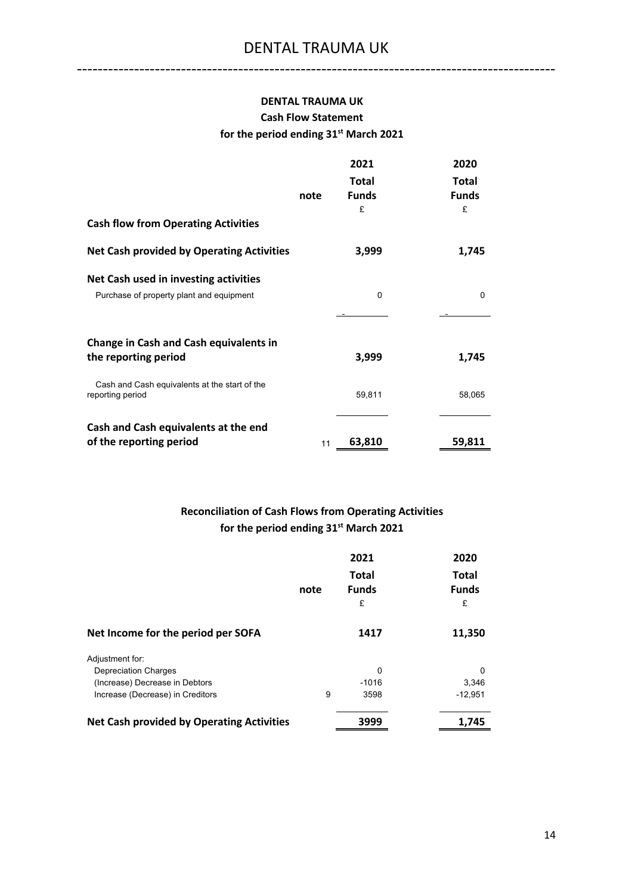**DENTAL TRAUMA UK**

**Cash Flow Statement**

**for the period ending 31st March 2021**

| | note | 2021 Total Funds £ | 2020 Total Funds £ |
|---|---|---|---|
| **Cash flow from Operating Activities** | | | |
| **Net Cash provided by Operating Activities** | | **3,999** | **1,745** |
| **Net Cash used in investing activities** | | | |
| Purchase of property plant and equipment | | 0 | 0 |
| | | - | - |
| **Change in Cash and Cash equivalents in the reporting period** | | **3,999** | **1,745** |
| Cash and Cash equivalents at the start of the reporting period | | 59,811 | 58,065 |
| **Cash and Cash equivalents at the end of the reporting period** | 11 | **63,810** | **59,811** |

**Reconciliation of Cash Flows from Operating Activities**

**for the period ending 31st March 2021**

| | note | 2021 Total Funds £ | 2020 Total Funds £ |
|---|---|---|---|
| **Net Income for the period per SOFA** | | **1417** | **11,350** |
| Adjustment for: | | | |
| Depreciation Charges | | 0 | 0 |
| (Increase) Decrease in Debtors | | -1016 | 3,346 |
| Increase (Decrease) in Creditors | 9 | 3598 | -12,951 |
| **Net Cash provided by Operating Activities** | | **3999** | **1,745** |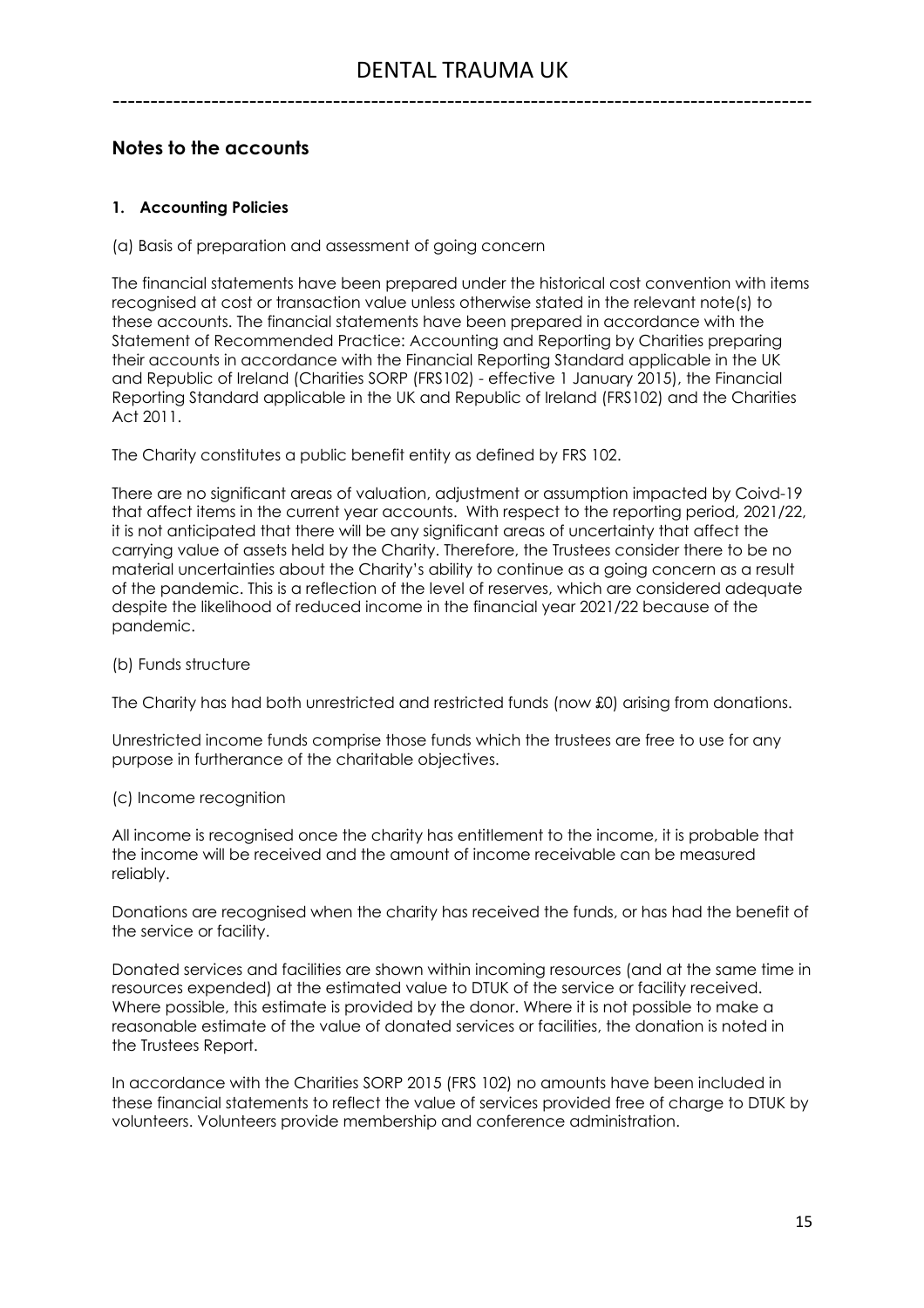## Notes to the accounts

### 1. Accounting Policies

(a) Basis of preparation and assessment of going concern

The financial statements have been prepared under the historical cost convention with items recognised at cost or transaction value unless otherwise stated in the relevant note(s) to these accounts. The financial statements have been prepared in accordance with the Statement of Recommended Practice: Accounting and Reporting by Charities preparing their accounts in accordance with the Financial Reporting Standard applicable in the UK and Republic of Ireland (Charities SORP (FRS102) - effective 1 January 2015), the Financial Reporting Standard applicable in the UK and Republic of Ireland (FRS102) and the Charities Act 2011.

The Charity constitutes a public benefit entity as defined by FRS 102.

There are no significant areas of valuation, adjustment or assumption impacted by Coivd-19 that affect items in the current year accounts. With respect to the reporting period, 2021/22, it is not anticipated that there will be any significant areas of uncertainty that affect the carrying value of assets held by the Charity. Therefore, the Trustees consider there to be no material uncertainties about the Charity's ability to continue as a going concern as a result of the pandemic. This is a reflection of the level of reserves, which are considered adequate despite the likelihood of reduced income in the financial year 2021/22 because of the pandemic.

(b) Funds structure

The Charity has had both unrestricted and restricted funds (now £0) arising from donations.

Unrestricted income funds comprise those funds which the trustees are free to use for any purpose in furtherance of the charitable objectives.

(c) Income recognition

All income is recognised once the charity has entitlement to the income, it is probable that the income will be received and the amount of income receivable can be measured reliably.

Donations are recognised when the charity has received the funds, or has had the benefit of the service or facility.

Donated services and facilities are shown within incoming resources (and at the same time in resources expended) at the estimated value to DTUK of the service or facility received. Where possible, this estimate is provided by the donor. Where it is not possible to make a reasonable estimate of the value of donated services or facilities, the donation is noted in the Trustees Report.

In accordance with the Charities SORP 2015 (FRS 102) no amounts have been included in these financial statements to reflect the value of services provided free of charge to DTUK by volunteers. Volunteers provide membership and conference administration.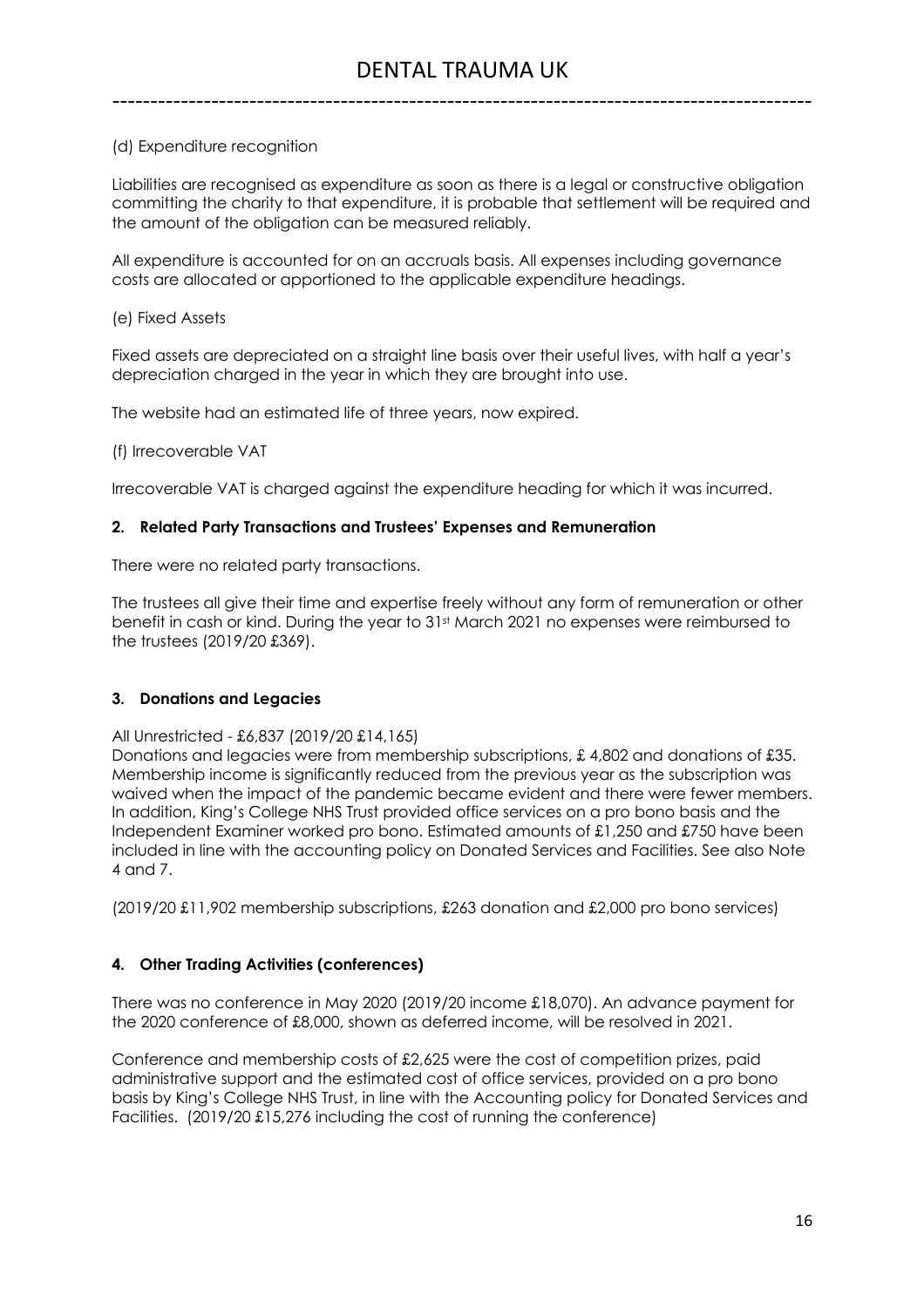(d) Expenditure recognition

Liabilities are recognised as expenditure as soon as there is a legal or constructive obligation committing the charity to that expenditure, it is probable that settlement will be required and the amount of the obligation can be measured reliably.

All expenditure is accounted for on an accruals basis. All expenses including governance costs are allocated or apportioned to the applicable expenditure headings.

(e) Fixed Assets

Fixed assets are depreciated on a straight line basis over their useful lives, with half a year's depreciation charged in the year in which they are brought into use.

The website had an estimated life of three years, now expired.

(f) Irrecoverable VAT

Irrecoverable VAT is charged against the expenditure heading for which it was incurred.

**2. Related Party Transactions and Trustees' Expenses and Remuneration**

There were no related party transactions.

The trustees all give their time and expertise freely without any form of remuneration or other benefit in cash or kind. During the year to 31st March 2021 no expenses were reimbursed to the trustees (2019/20 £369).

**3. Donations and Legacies**

All Unrestricted - £6,837 (2019/20 £14,165)
Donations and legacies were from membership subscriptions, £ 4,802 and donations of £35. Membership income is significantly reduced from the previous year as the subscription was waived when the impact of the pandemic became evident and there were fewer members. In addition, King's College NHS Trust provided office services on a pro bono basis and the Independent Examiner worked pro bono. Estimated amounts of £1,250 and £750 have been included in line with the accounting policy on Donated Services and Facilities. See also Note 4 and 7.

(2019/20 £11,902 membership subscriptions, £263 donation and £2,000 pro bono services)

**4. Other Trading Activities (conferences)**

There was no conference in May 2020 (2019/20 income £18,070). An advance payment for the 2020 conference of £8,000, shown as deferred income, will be resolved in 2021.

Conference and membership costs of £2,625 were the cost of competition prizes, paid administrative support and the estimated cost of office services, provided on a pro bono basis by King's College NHS Trust, in line with the Accounting policy for Donated Services and Facilities. (2019/20 £15,276 including the cost of running the conference)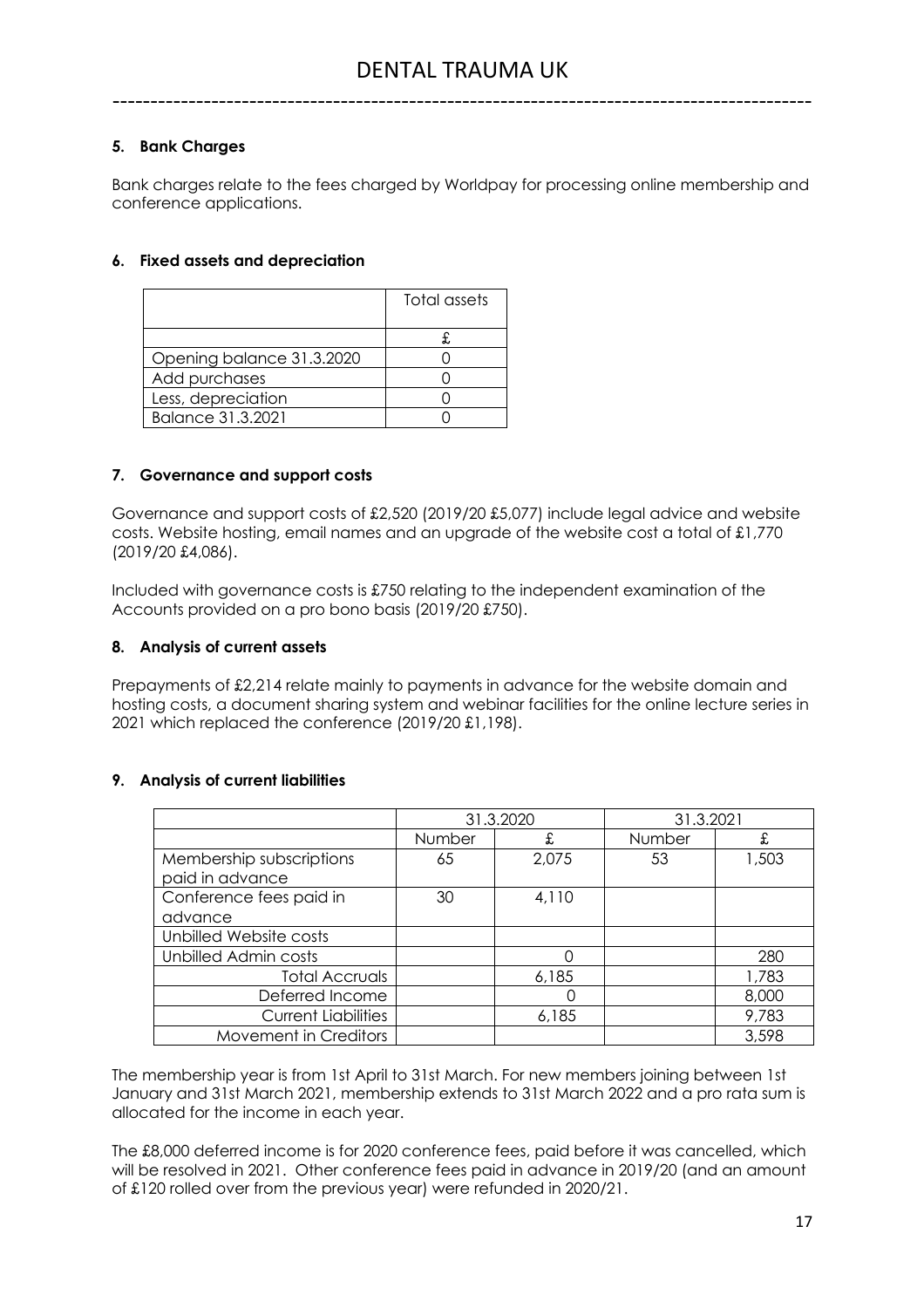### 5. Bank Charges

Bank charges relate to the fees charged by Worldpay for processing online membership and conference applications.

### 6. Fixed assets and depreciation

| | Total assets |
|---|---|
| | £ |
| Opening balance 31.3.2020 | 0 |
| Add purchases | 0 |
| Less, depreciation | 0 |
| Balance 31.3.2021 | 0 |

### 7. Governance and support costs

Governance and support costs of £2,520 (2019/20 £5,077) include legal advice and website costs. Website hosting, email names and an upgrade of the website cost a total of £1,770 (2019/20 £4,086).

Included with governance costs is £750 relating to the independent examination of the Accounts provided on a pro bono basis (2019/20 £750).

### 8. Analysis of current assets

Prepayments of £2,214 relate mainly to payments in advance for the website domain and hosting costs, a document sharing system and webinar facilities for the online lecture series in 2021 which replaced the conference (2019/20 £1,198).

### 9. Analysis of current liabilities

| | 31.3.2020 | | 31.3.2021 | |
|---|---|---|---|---|
| | Number | £ | Number | £ |
| Membership subscriptions paid in advance | 65 | 2,075 | 53 | 1,503 |
| Conference fees paid in advance | 30 | 4,110 | | |
| Unbilled Website costs | | | | |
| Unbilled Admin costs | | 0 | | 280 |
| Total Accruals | | 6,185 | | 1,783 |
| Deferred Income | | 0 | | 8,000 |
| Current Liabilities | | 6,185 | | 9,783 |
| Movement in Creditors | | | | 3,598 |

The membership year is from 1st April to 31st March. For new members joining between 1st January and 31st March 2021, membership extends to 31st March 2022 and a pro rata sum is allocated for the income in each year.

The £8,000 deferred income is for 2020 conference fees, paid before it was cancelled, which will be resolved in 2021. Other conference fees paid in advance in 2019/20 (and an amount of £120 rolled over from the previous year) were refunded in 2020/21.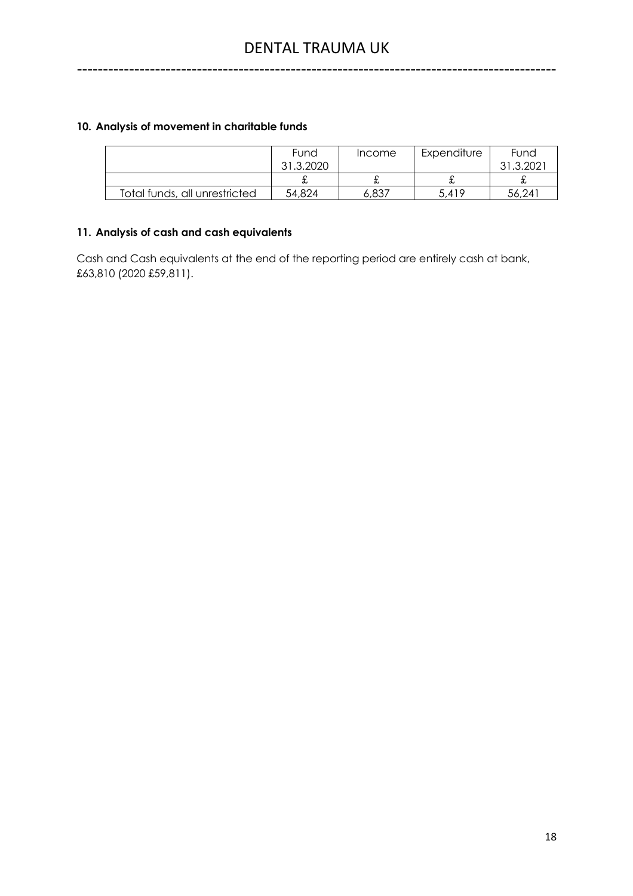## 10. Analysis of movement in charitable funds

| | Fund 31.3.2020 | Income | Expenditure | Fund 31.3.2021 |
|---|---|---|---|---|
| | £ | £ | £ | £ |
| Total funds, all unrestricted | 54,824 | 6,837 | 5,419 | 56,241 |

## 11. Analysis of cash and cash equivalents

Cash and Cash equivalents at the end of the reporting period are entirely cash at bank, £63,810 (2020 £59,811).